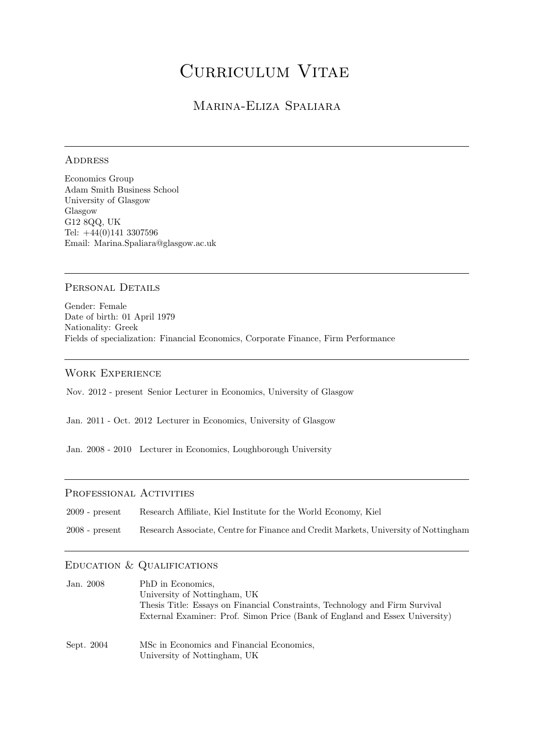# Curriculum Vitae

## Marina-Eliza Spaliara

### Address

Economics Group
Adam Smith Business School
University of Glasgow
Glasgow
G12 8QQ, UK
Tel: +44(0)141 3307596
Email: Marina.Spaliara@glasgow.ac.uk

### Personal Details

Gender: Female
Date of birth: 01 April 1979
Nationality: Greek
Fields of specialization: Financial Economics, Corporate Finance, Firm Performance

### Work Experience

| | |
|---|---|
| Nov. 2012 - present | Senior Lecturer in Economics, University of Glasgow |
| Jan. 2011 - Oct. 2012 | Lecturer in Economics, University of Glasgow |
| Jan. 2008 - 2010 | Lecturer in Economics, Loughborough University |

### Professional Activities

| | |
|---|---|
| 2009 - present | Research Affiliate, Kiel Institute for the World Economy, Kiel |
| 2008 - present | Research Associate, Centre for Finance and Credit Markets, University of Nottingham |

### Education & Qualifications

| | |
|---|---|
| Jan. 2008 | PhD in Economics,<br>University of Nottingham, UK<br>Thesis Title: Essays on Financial Constraints, Technology and Firm Survival<br>External Examiner: Prof. Simon Price (Bank of England and Essex University) |
| Sept. 2004 | MSc in Economics and Financial Economics,<br>University of Nottingham, UK |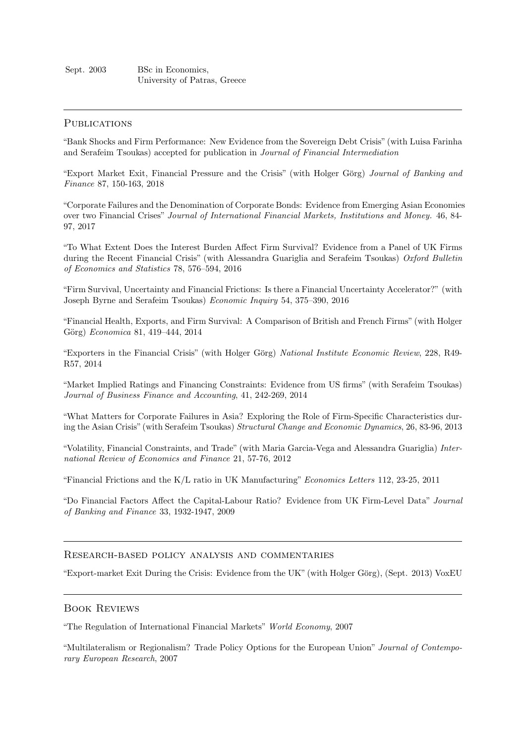Sept. 2003 BSc in Economics,
University of Patras, Greece

## Publications

"Bank Shocks and Firm Performance: New Evidence from the Sovereign Debt Crisis" (with Luisa Farinha and Serafeim Tsoukas) accepted for publication in *Journal of Financial Intermediation*

"Export Market Exit, Financial Pressure and the Crisis" (with Holger Görg) *Journal of Banking and Finance* 87, 150-163, 2018

"Corporate Failures and the Denomination of Corporate Bonds: Evidence from Emerging Asian Economies over two Financial Crises" *Journal of International Financial Markets, Institutions and Money.* 46, 84-97, 2017

"To What Extent Does the Interest Burden Affect Firm Survival? Evidence from a Panel of UK Firms during the Recent Financial Crisis" (with Alessandra Guariglia and Serafeim Tsoukas) *Oxford Bulletin of Economics and Statistics* 78, 576–594, 2016

"Firm Survival, Uncertainty and Financial Frictions: Is there a Financial Uncertainty Accelerator?" (with Joseph Byrne and Serafeim Tsoukas) *Economic Inquiry* 54, 375–390, 2016

"Financial Health, Exports, and Firm Survival: A Comparison of British and French Firms" (with Holger Görg) *Economica* 81, 419–444, 2014

"Exporters in the Financial Crisis" (with Holger Görg) *National Institute Economic Review*, 228, R49-R57, 2014

"Market Implied Ratings and Financing Constraints: Evidence from US firms" (with Serafeim Tsoukas) *Journal of Business Finance and Accounting*, 41, 242-269, 2014

"What Matters for Corporate Failures in Asia? Exploring the Role of Firm-Specific Characteristics during the Asian Crisis" (with Serafeim Tsoukas) *Structural Change and Economic Dynamics*, 26, 83-96, 2013

"Volatility, Financial Constraints, and Trade" (with Maria Garcia-Vega and Alessandra Guariglia) *International Review of Economics and Finance* 21, 57-76, 2012

"Financial Frictions and the K/L ratio in UK Manufacturing" *Economics Letters* 112, 23-25, 2011

"Do Financial Factors Affect the Capital-Labour Ratio? Evidence from UK Firm-Level Data" *Journal of Banking and Finance* 33, 1932-1947, 2009

## Research-based policy analysis and commentaries

"Export-market Exit During the Crisis: Evidence from the UK" (with Holger Görg), (Sept. 2013) VoxEU

## Book Reviews

"The Regulation of International Financial Markets" *World Economy*, 2007

"Multilateralism or Regionalism? Trade Policy Options for the European Union" *Journal of Contemporary European Research*, 2007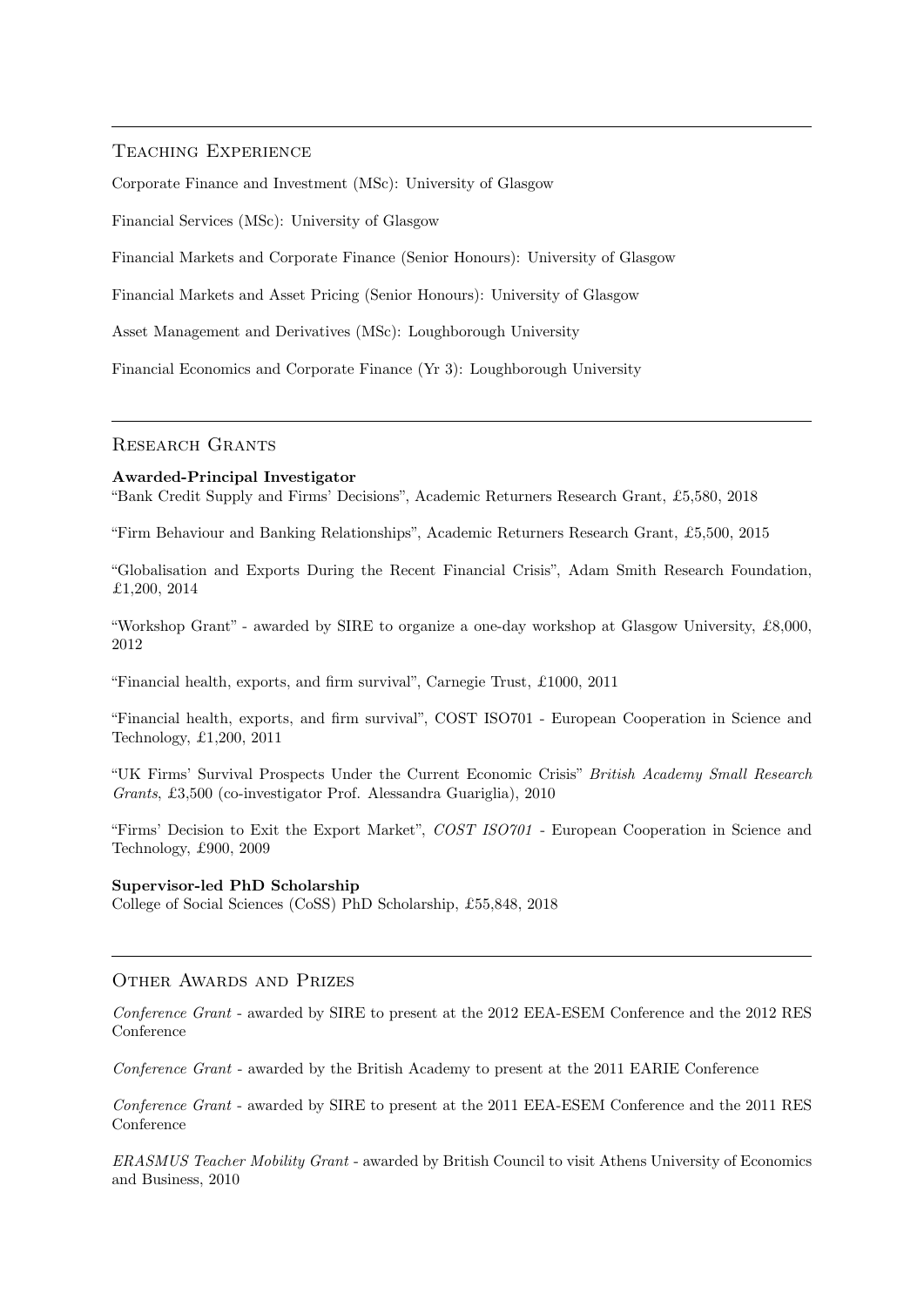## Teaching Experience

Corporate Finance and Investment (MSc): University of Glasgow

Financial Services (MSc): University of Glasgow

Financial Markets and Corporate Finance (Senior Honours): University of Glasgow

Financial Markets and Asset Pricing (Senior Honours): University of Glasgow

Asset Management and Derivatives (MSc): Loughborough University

Financial Economics and Corporate Finance (Yr 3): Loughborough University

## Research Grants

**Awarded-Principal Investigator**

"Bank Credit Supply and Firms' Decisions", Academic Returners Research Grant, £5,580, 2018

"Firm Behaviour and Banking Relationships", Academic Returners Research Grant, £5,500, 2015

"Globalisation and Exports During the Recent Financial Crisis", Adam Smith Research Foundation, £1,200, 2014

"Workshop Grant" - awarded by SIRE to organize a one-day workshop at Glasgow University, £8,000, 2012

"Financial health, exports, and firm survival", Carnegie Trust, £1000, 2011

"Financial health, exports, and firm survival", COST ISO701 - European Cooperation in Science and Technology, £1,200, 2011

"UK Firms' Survival Prospects Under the Current Economic Crisis" *British Academy Small Research Grants*, £3,500 (co-investigator Prof. Alessandra Guariglia), 2010

"Firms' Decision to Exit the Export Market", *COST ISO701* - European Cooperation in Science and Technology, £900, 2009

**Supervisor-led PhD Scholarship**

College of Social Sciences (CoSS) PhD Scholarship, £55,848, 2018

## Other Awards and Prizes

*Conference Grant* - awarded by SIRE to present at the 2012 EEA-ESEM Conference and the 2012 RES Conference

*Conference Grant* - awarded by the British Academy to present at the 2011 EARIE Conference

*Conference Grant* - awarded by SIRE to present at the 2011 EEA-ESEM Conference and the 2011 RES Conference

*ERASMUS Teacher Mobility Grant* - awarded by British Council to visit Athens University of Economics and Business, 2010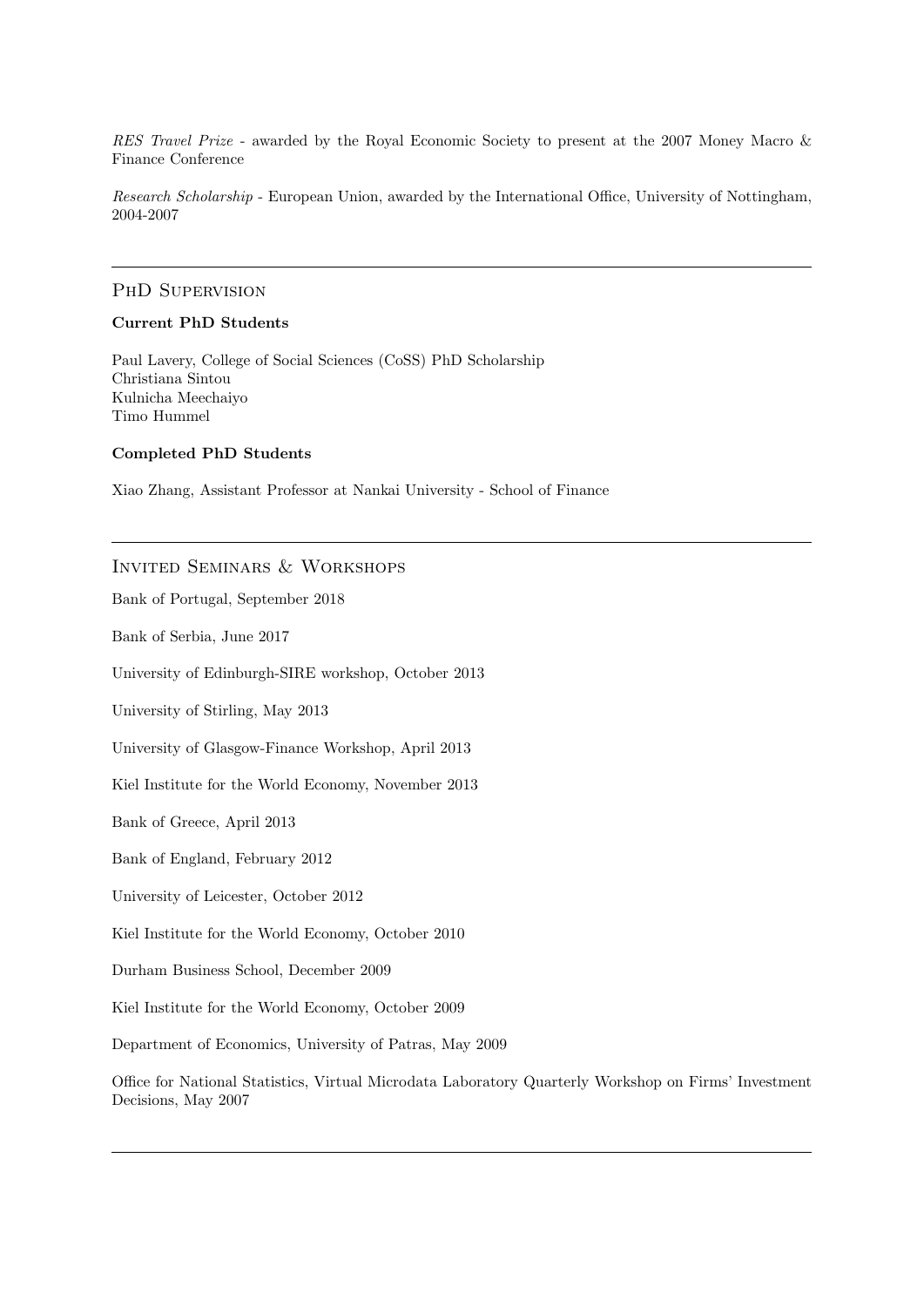*RES Travel Prize* - awarded by the Royal Economic Society to present at the 2007 Money Macro & Finance Conference

*Research Scholarship* - European Union, awarded by the International Office, University of Nottingham, 2004-2007

---

## PhD Supervision

**Current PhD Students**

Paul Lavery, College of Social Sciences (CoSS) PhD Scholarship
Christiana Sintou
Kulnicha Meechaiyo
Timo Hummel

**Completed PhD Students**

Xiao Zhang, Assistant Professor at Nankai University - School of Finance

---

## Invited Seminars & Workshops

Bank of Portugal, September 2018

Bank of Serbia, June 2017

University of Edinburgh-SIRE workshop, October 2013

University of Stirling, May 2013

University of Glasgow-Finance Workshop, April 2013

Kiel Institute for the World Economy, November 2013

Bank of Greece, April 2013

Bank of England, February 2012

University of Leicester, October 2012

Kiel Institute for the World Economy, October 2010

Durham Business School, December 2009

Kiel Institute for the World Economy, October 2009

Department of Economics, University of Patras, May 2009

Office for National Statistics, Virtual Microdata Laboratory Quarterly Workshop on Firms' Investment Decisions, May 2007

---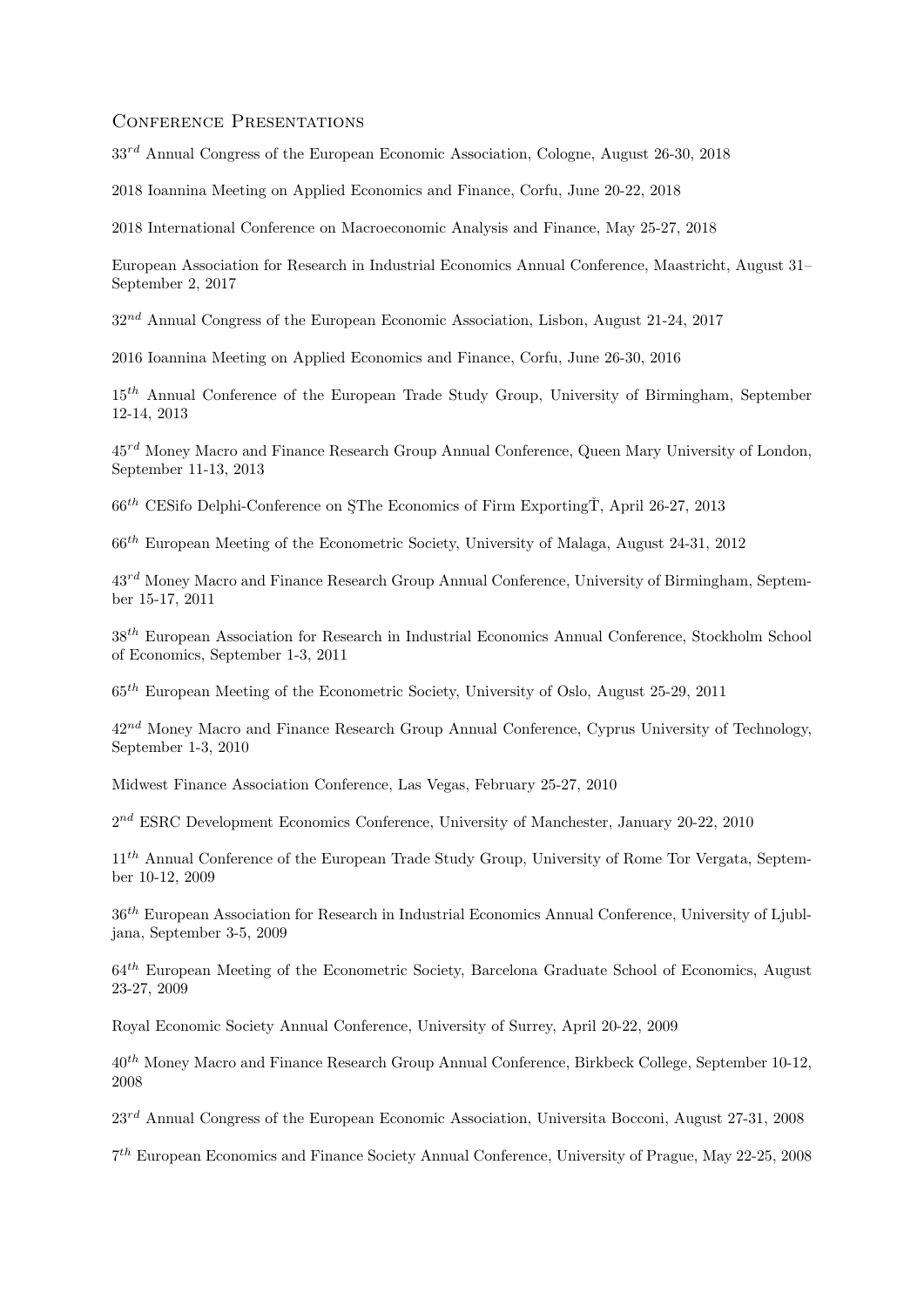## Conference Presentations

33$^{rd}$ Annual Congress of the European Economic Association, Cologne, August 26-30, 2018

2018 Ioannina Meeting on Applied Economics and Finance, Corfu, June 20-22, 2018

2018 International Conference on Macroeconomic Analysis and Finance, May 25-27, 2018

European Association for Research in Industrial Economics Annual Conference, Maastricht, August 31–September 2, 2017

32$^{nd}$ Annual Congress of the European Economic Association, Lisbon, August 21-24, 2017

2016 Ioannina Meeting on Applied Economics and Finance, Corfu, June 26-30, 2016

15$^{th}$ Annual Conference of the European Trade Study Group, University of Birmingham, September 12-14, 2013

45$^{rd}$ Money Macro and Finance Research Group Annual Conference, Queen Mary University of London, September 11-13, 2013

66$^{th}$ CESifo Delphi-Conference on ŞThe Economics of Firm ExportingŤ, April 26-27, 2013

66$^{th}$ European Meeting of the Econometric Society, University of Malaga, August 24-31, 2012

43$^{rd}$ Money Macro and Finance Research Group Annual Conference, University of Birmingham, September 15-17, 2011

38$^{th}$ European Association for Research in Industrial Economics Annual Conference, Stockholm School of Economics, September 1-3, 2011

65$^{th}$ European Meeting of the Econometric Society, University of Oslo, August 25-29, 2011

42$^{nd}$ Money Macro and Finance Research Group Annual Conference, Cyprus University of Technology, September 1-3, 2010

Midwest Finance Association Conference, Las Vegas, February 25-27, 2010

2$^{nd}$ ESRC Development Economics Conference, University of Manchester, January 20-22, 2010

11$^{th}$ Annual Conference of the European Trade Study Group, University of Rome Tor Vergata, September 10-12, 2009

36$^{th}$ European Association for Research in Industrial Economics Annual Conference, University of Ljubljana, September 3-5, 2009

64$^{th}$ European Meeting of the Econometric Society, Barcelona Graduate School of Economics, August 23-27, 2009

Royal Economic Society Annual Conference, University of Surrey, April 20-22, 2009

40$^{th}$ Money Macro and Finance Research Group Annual Conference, Birkbeck College, September 10-12, 2008

23$^{rd}$ Annual Congress of the European Economic Association, Universita Bocconi, August 27-31, 2008

7$^{th}$ European Economics and Finance Society Annual Conference, University of Prague, May 22-25, 2008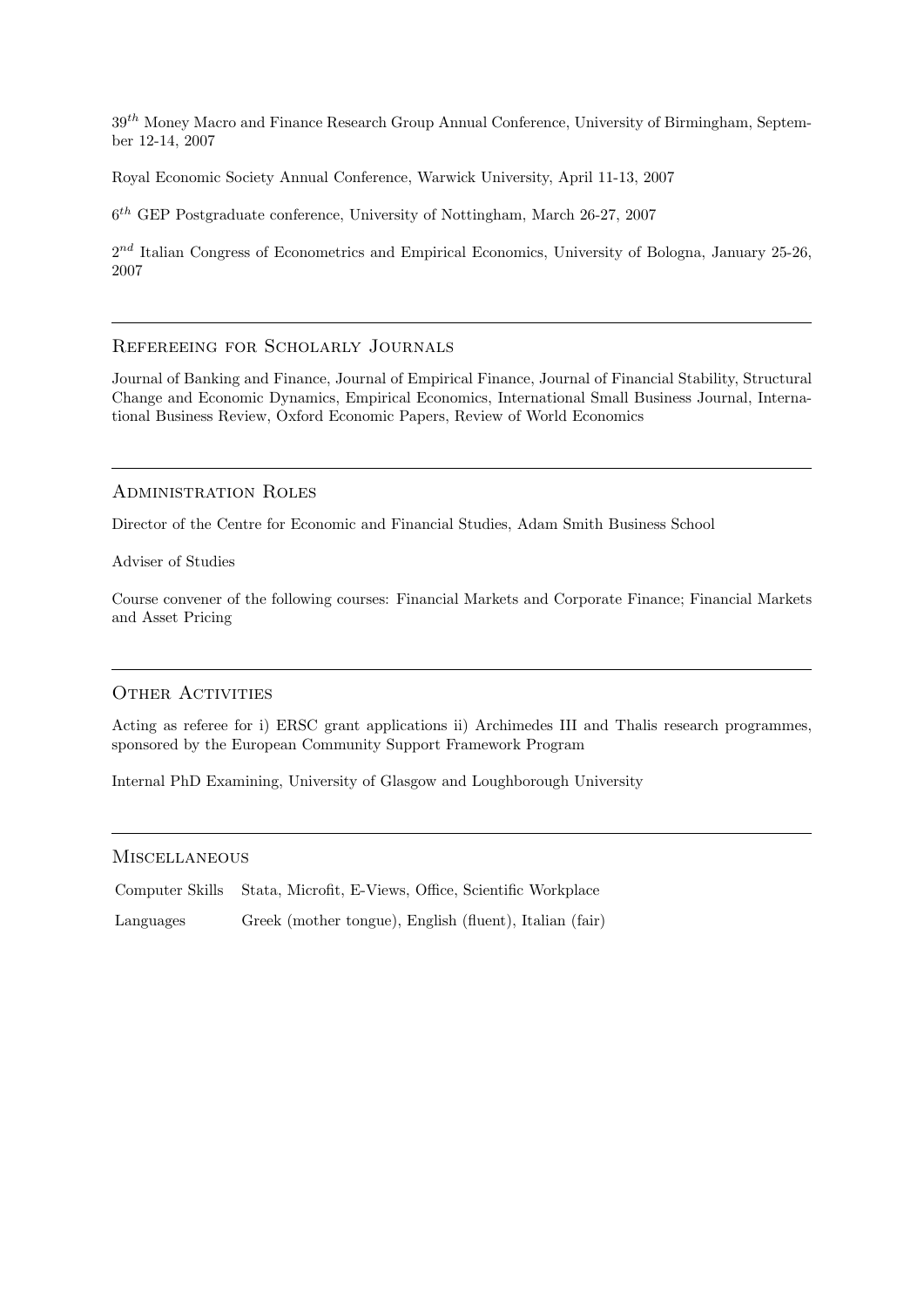$39^{th}$ Money Macro and Finance Research Group Annual Conference, University of Birmingham, September 12-14, 2007

Royal Economic Society Annual Conference, Warwick University, April 11-13, 2007

$6^{th}$ GEP Postgraduate conference, University of Nottingham, March 26-27, 2007

$2^{nd}$ Italian Congress of Econometrics and Empirical Economics, University of Bologna, January 25-26, 2007

---

## Refereeing for Scholarly Journals

Journal of Banking and Finance, Journal of Empirical Finance, Journal of Financial Stability, Structural Change and Economic Dynamics, Empirical Economics, International Small Business Journal, International Business Review, Oxford Economic Papers, Review of World Economics

---

## Administration Roles

Director of the Centre for Economic and Financial Studies, Adam Smith Business School

Adviser of Studies

Course convener of the following courses: Financial Markets and Corporate Finance; Financial Markets and Asset Pricing

---

## Other Activities

Acting as referee for i) ERSC grant applications ii) Archimedes III and Thalis research programmes, sponsored by the European Community Support Framework Program

Internal PhD Examining, University of Glasgow and Loughborough University

---

## Miscellaneous

| | |
|---|---|
| Computer Skills | Stata, Microfit, E-Views, Office, Scientific Workplace |
| Languages | Greek (mother tongue), English (fluent), Italian (fair) |